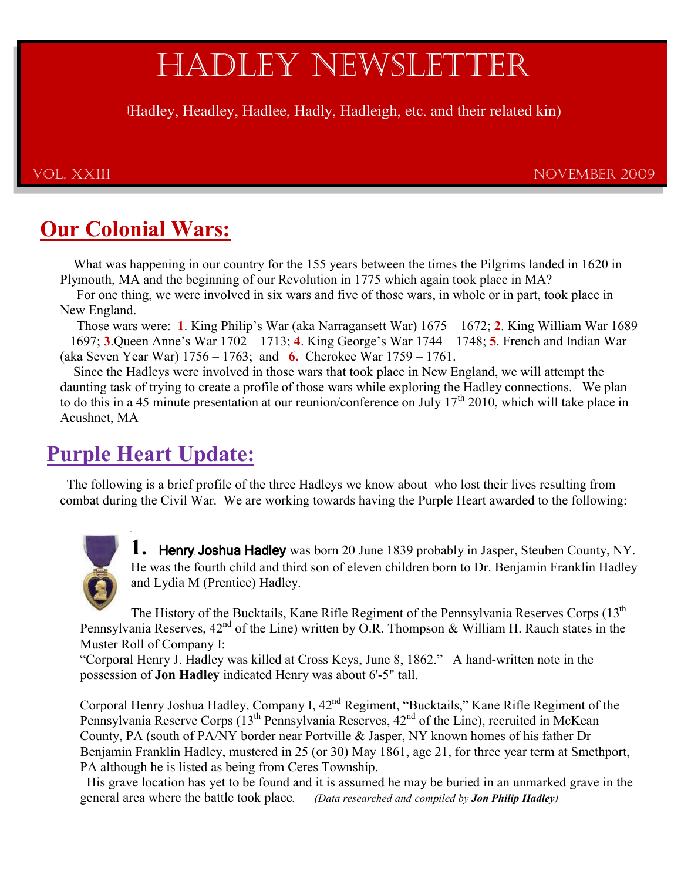# HADLEY NEWSLETTER

(Hadley, Headley, Hadlee, Hadly, Hadleigh, etc. and their related kin)

VOL. XXIII NOVEMBER 2009

## Our Colonial Wars:

What was happening in our country for the 155 years between the times the Pilgrims landed in 1620 in Plymouth, MA and the beginning of our Revolution in 1775 which again took place in MA?

For one thing, we were involved in six wars and five of those wars, in whole or in part, took place in New England.

Those wars were: **1**. King Philip's War (aka Narragansett War) 1675 – 1672; **2**. King William War 1689 – 1697; **3**.Queen Anne's War 1702 – 1713; **4**. King George's War 1744 – 1748; **5**. French and Indian War (aka Seven Year War) 1756 – 1763; and **6.** Cherokee War 1759 – 1761.

Since the Hadleys were involved in those wars that took place in New England, we will attempt the daunting task of trying to create a profile of those wars while exploring the Hadley connections. We plan to do this in a 45 minute presentation at our reunion/conference on July 17th 2010, which will take place in Acushnet, MA

## Purple Heart Update:

The following is a brief profile of the three Hadleys we know about who lost their lives resulting from combat during the Civil War. We are working towards having the Purple Heart awarded to the following:

**1.** **Henry Joshua Hadley** was born 20 June 1839 probably in Jasper, Steuben County, NY. He was the fourth child and third son of eleven children born to Dr. Benjamin Franklin Hadley and Lydia M (Prentice) Hadley.

The History of the Bucktails, Kane Rifle Regiment of the Pennsylvania Reserves Corps (13th Pennsylvania Reserves, 42nd of the Line) written by O.R. Thompson & William H. Rauch states in the Muster Roll of Company I:

"Corporal Henry J. Hadley was killed at Cross Keys, June 8, 1862." A hand-written note in the possession of **Jon Hadley** indicated Henry was about 6'-5" tall.

Corporal Henry Joshua Hadley, Company I, 42nd Regiment, "Bucktails," Kane Rifle Regiment of the Pennsylvania Reserve Corps (13th Pennsylvania Reserves, 42nd of the Line), recruited in McKean County, PA (south of PA/NY border near Portville & Jasper, NY known homes of his father Dr Benjamin Franklin Hadley, mustered in 25 (or 30) May 1861, age 21, for three year term at Smethport, PA although he is listed as being from Ceres Township.

His grave location has yet to be found and it is assumed he may be buried in an unmarked grave in the general area where the battle took place. *(Data researched and compiled by **Jon Philip Hadley**)*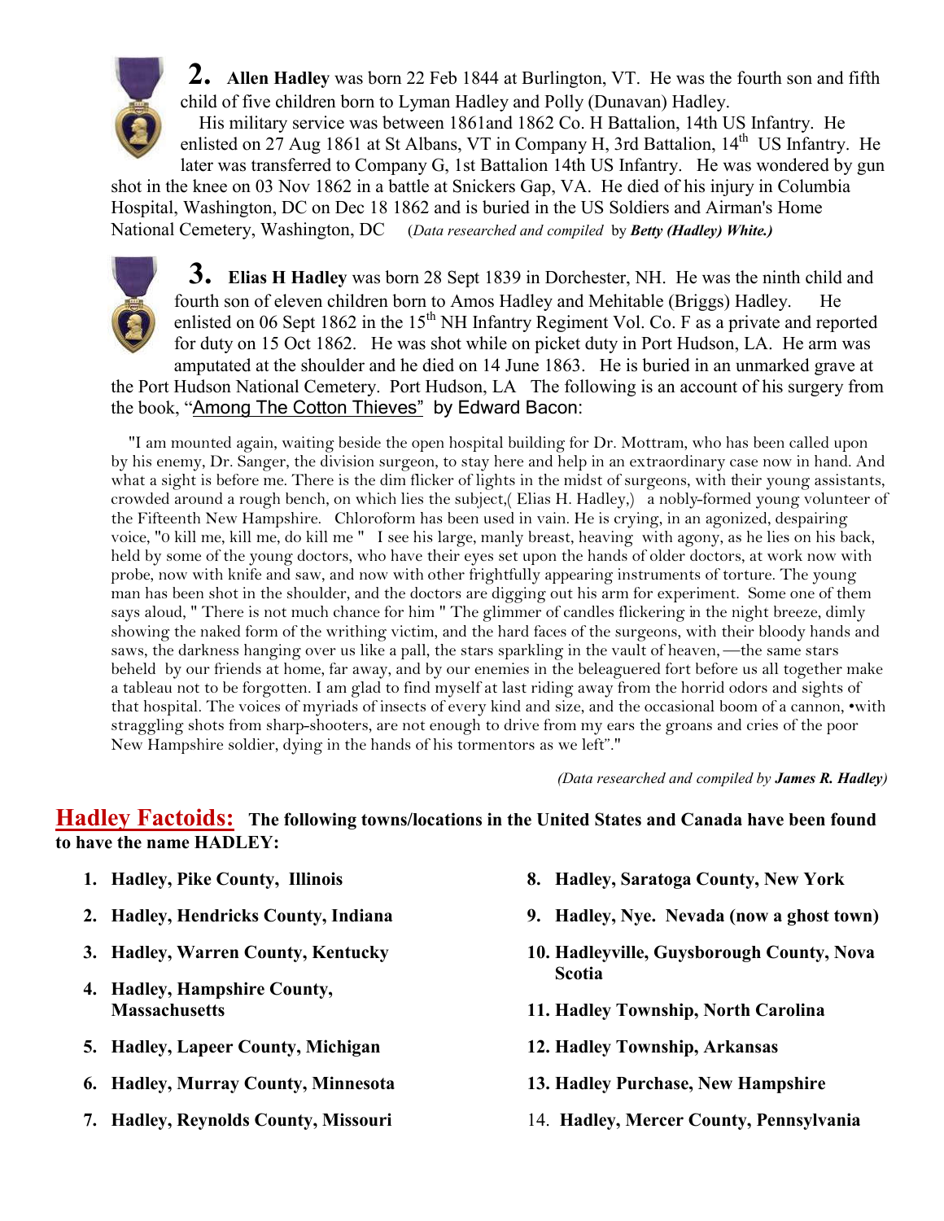**2. Allen Hadley** was born 22 Feb 1844 at Burlington, VT. He was the fourth son and fifth child of five children born to Lyman Hadley and Polly (Dunavan) Hadley.

His military service was between 1861and 1862 Co. H Battalion, 14th US Infantry. He enlisted on 27 Aug 1861 at St Albans, VT in Company H, 3rd Battalion, 14th US Infantry. He later was transferred to Company G, 1st Battalion 14th US Infantry. He was wondered by gun shot in the knee on 03 Nov 1862 in a battle at Snickers Gap, VA. He died of his injury in Columbia Hospital, Washington, DC on Dec 18 1862 and is buried in the US Soldiers and Airman's Home National Cemetery, Washington, DC (*Data researched and compiled* by ***Betty (Hadley) White.)***

**3. Elias H Hadley** was born 28 Sept 1839 in Dorchester, NH. He was the ninth child and fourth son of eleven children born to Amos Hadley and Mehitable (Briggs) Hadley. He enlisted on 06 Sept 1862 in the 15th NH Infantry Regiment Vol. Co. F as a private and reported for duty on 15 Oct 1862. He was shot while on picket duty in Port Hudson, LA. He arm was amputated at the shoulder and he died on 14 June 1863. He is buried in an unmarked grave at the Port Hudson National Cemetery. Port Hudson, LA The following is an account of his surgery from the book, "Among The Cotton Thieves" by Edward Bacon:

"I am mounted again, waiting beside the open hospital building for Dr. Mottram, who has been called upon by his enemy, Dr. Sanger, the division surgeon, to stay here and help in an extraordinary case now in hand. And what a sight is before me. There is the dim flicker of lights in the midst of surgeons, with their young assistants, crowded around a rough bench, on which lies the subject,( Elias H. Hadley,) a nobly-formed young volunteer of the Fifteenth New Hampshire. Chloroform has been used in vain. He is crying, in an agonized, despairing voice, "0 kill me, kill me, do kill me " I see his large, manly breast, heaving with agony, as he lies on his back, held by some of the young doctors, who have their eyes set upon the hands of older doctors, at work now with probe, now with knife and saw, and now with other frightfully appearing instruments of torture. The young man has been shot in the shoulder, and the doctors are digging out his arm for experiment. Some one of them says aloud, " There is not much chance for him " The glimmer of candles flickering in the night breeze, dimly showing the naked form of the writhing victim, and the hard faces of the surgeons, with their bloody hands and saws, the darkness hanging over us like a pall, the stars sparkling in the vault of heaven,—the same stars beheld by our friends at home, far away, and by our enemies in the beleaguered fort before us all together make a tableau not to be forgotten. I am glad to find myself at last riding away from the horrid odors and sights of that hospital. The voices of myriads of insects of every kind and size, and the occasional boom of a cannon, •with straggling shots from sharp-shooters, are not enough to drive from my ears the groans and cries of the poor New Hampshire soldier, dying in the hands of his tormentors as we left"."

*(Data researched and compiled by **James R. Hadley**)*

## Hadley Factoids: **The following towns/locations in the United States and Canada have been found to have the name HADLEY:**

1. **Hadley, Pike County, Illinois**
2. **Hadley, Hendricks County, Indiana**
3. **Hadley, Warren County, Kentucky**
4. **Hadley, Hampshire County, Massachusetts**
5. **Hadley, Lapeer County, Michigan**
6. **Hadley, Murray County, Minnesota**
7. **Hadley, Reynolds County, Missouri**
8. **Hadley, Saratoga County, New York**
9. **Hadley, Nye. Nevada (now a ghost town)**
10. **Hadleyville, Guysborough County, Nova Scotia**
11. **Hadley Township, North Carolina**
12. **Hadley Township, Arkansas**
13. **Hadley Purchase, New Hampshire**
14. **Hadley, Mercer County, Pennsylvania**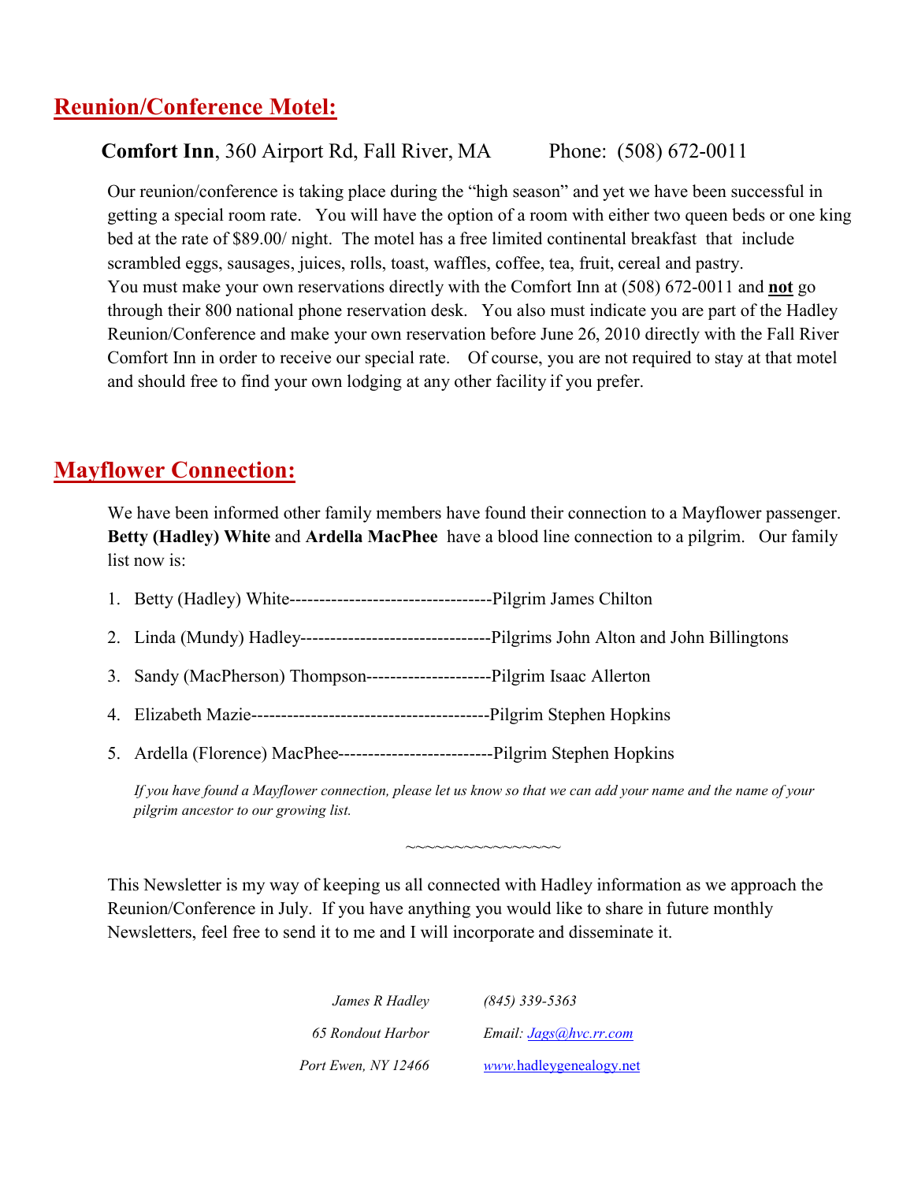## Reunion/Conference Motel:

**Comfort Inn**, 360 Airport Rd, Fall River, MA    Phone: (508) 672-0011

Our reunion/conference is taking place during the "high season" and yet we have been successful in getting a special room rate. You will have the option of a room with either two queen beds or one king bed at the rate of $89.00/ night. The motel has a free limited continental breakfast that include scrambled eggs, sausages, juices, rolls, toast, waffles, coffee, tea, fruit, cereal and pastry. You must make your own reservations directly with the Comfort Inn at (508) 672-0011 and **not** go through their 800 national phone reservation desk. You also must indicate you are part of the Hadley Reunion/Conference and make your own reservation before June 26, 2010 directly with the Fall River Comfort Inn in order to receive our special rate. Of course, you are not required to stay at that motel and should free to find your own lodging at any other facility if you prefer.

## Mayflower Connection:

We have been informed other family members have found their connection to a Mayflower passenger. **Betty (Hadley) White** and **Ardella MacPhee** have a blood line connection to a pilgrim. Our family list now is:

1. Betty (Hadley) White----------------------------------Pilgrim James Chilton
2. Linda (Mundy) Hadley--------------------------------Pilgrims John Alton and John Billingtons
3. Sandy (MacPherson) Thompson---------------------Pilgrim Isaac Allerton
4. Elizabeth Mazie----------------------------------------Pilgrim Stephen Hopkins
5. Ardella (Florence) MacPhee--------------------------Pilgrim Stephen Hopkins

*If you have found a Mayflower connection, please let us know so that we can add your name and the name of your pilgrim ancestor to our growing list.*

~~~~~~~~~~~~~~~~

This Newsletter is my way of keeping us all connected with Hadley information as we approach the Reunion/Conference in July. If you have anything you would like to share in future monthly Newsletters, feel free to send it to me and I will incorporate and disseminate it.

*James R Hadley*    *(845) 339-5363*

*65 Rondout Harbor*    *Email: Jags@hvc.rr.com*

*Port Ewen, NY 12466*    *www.hadleygenealogy.net*